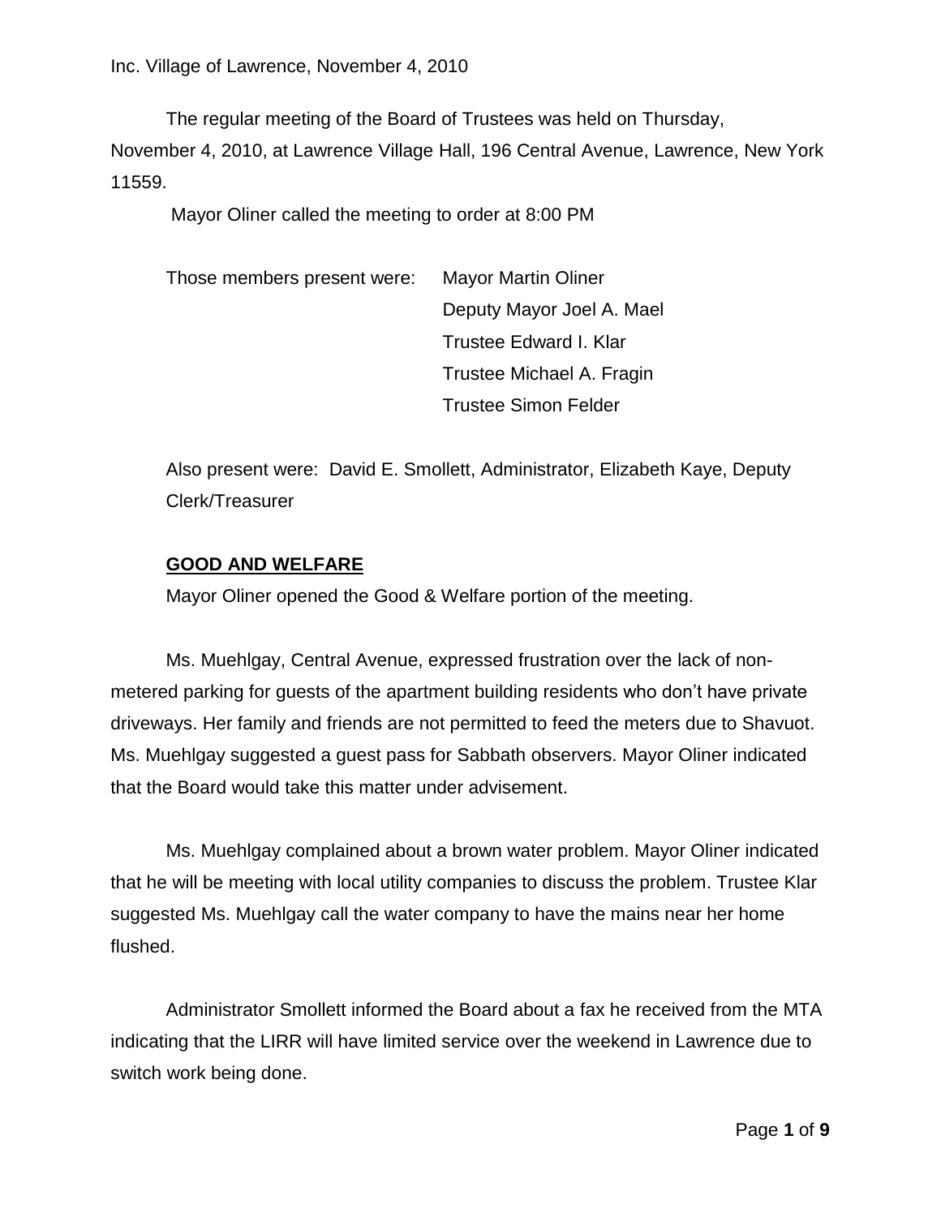Inc. Village of Lawrence, November 4, 2010

The regular meeting of the Board of Trustees was held on Thursday, November 4, 2010, at Lawrence Village Hall, 196 Central Avenue, Lawrence, New York 11559.

Mayor Oliner called the meeting to order at 8:00 PM

Those members present were: Mayor Martin Oliner
Deputy Mayor Joel A. Mael
Trustee Edward I. Klar
Trustee Michael A. Fragin
Trustee Simon Felder

Also present were: David E. Smollett, Administrator, Elizabeth Kaye, Deputy Clerk/Treasurer

## GOOD AND WELFARE

Mayor Oliner opened the Good & Welfare portion of the meeting.

Ms. Muehlgay, Central Avenue, expressed frustration over the lack of non-metered parking for guests of the apartment building residents who don't have private driveways. Her family and friends are not permitted to feed the meters due to Shavuot. Ms. Muehlgay suggested a guest pass for Sabbath observers. Mayor Oliner indicated that the Board would take this matter under advisement.

Ms. Muehlgay complained about a brown water problem. Mayor Oliner indicated that he will be meeting with local utility companies to discuss the problem. Trustee Klar suggested Ms. Muehlgay call the water company to have the mains near her home flushed.

Administrator Smollett informed the Board about a fax he received from the MTA indicating that the LIRR will have limited service over the weekend in Lawrence due to switch work being done.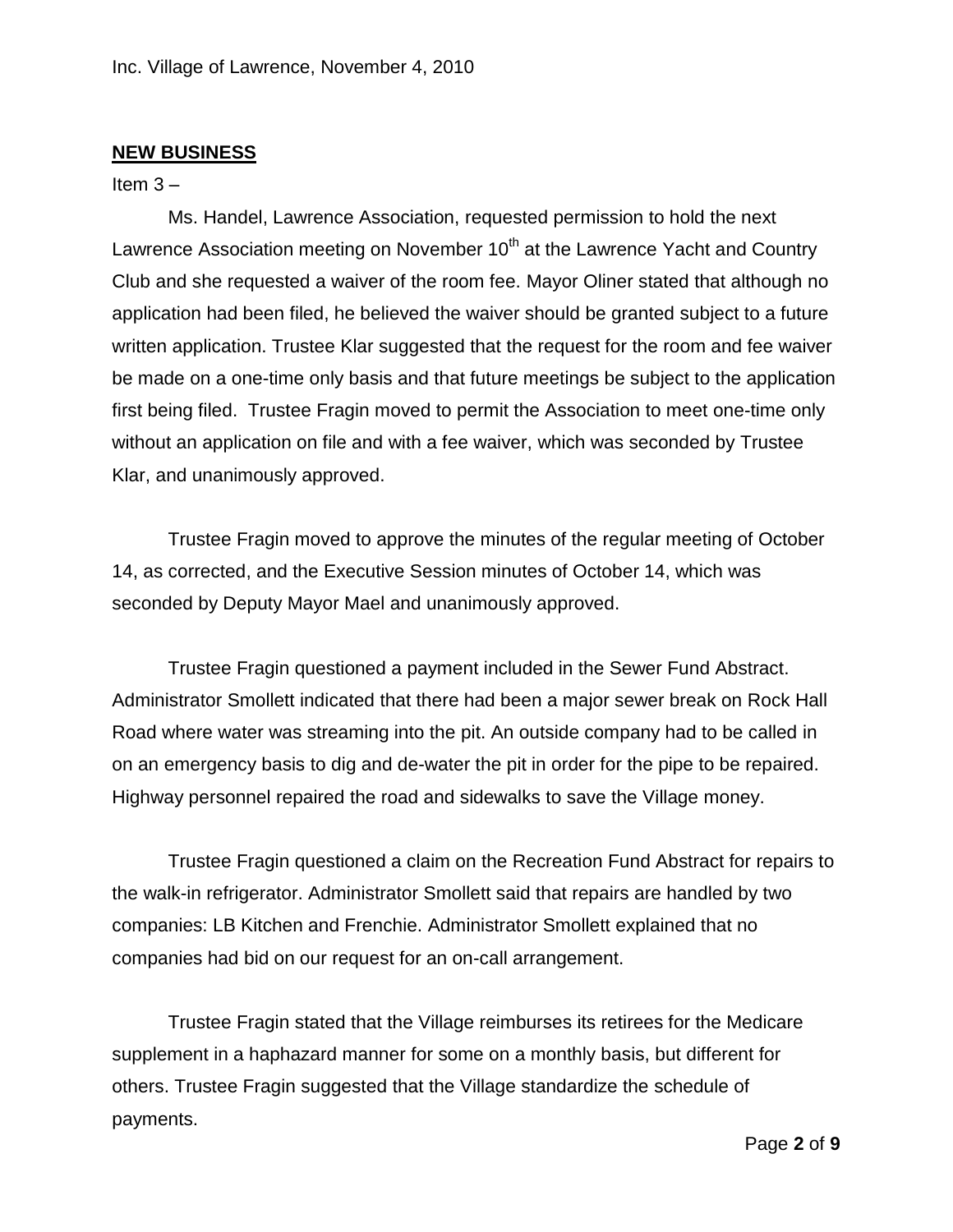## **NEW BUSINESS**

Item 3 –

Ms. Handel, Lawrence Association, requested permission to hold the next Lawrence Association meeting on November 10th at the Lawrence Yacht and Country Club and she requested a waiver of the room fee. Mayor Oliner stated that although no application had been filed, he believed the waiver should be granted subject to a future written application. Trustee Klar suggested that the request for the room and fee waiver be made on a one-time only basis and that future meetings be subject to the application first being filed. Trustee Fragin moved to permit the Association to meet one-time only without an application on file and with a fee waiver, which was seconded by Trustee Klar, and unanimously approved.

Trustee Fragin moved to approve the minutes of the regular meeting of October 14, as corrected, and the Executive Session minutes of October 14, which was seconded by Deputy Mayor Mael and unanimously approved.

Trustee Fragin questioned a payment included in the Sewer Fund Abstract. Administrator Smollett indicated that there had been a major sewer break on Rock Hall Road where water was streaming into the pit. An outside company had to be called in on an emergency basis to dig and de-water the pit in order for the pipe to be repaired. Highway personnel repaired the road and sidewalks to save the Village money.

Trustee Fragin questioned a claim on the Recreation Fund Abstract for repairs to the walk-in refrigerator. Administrator Smollett said that repairs are handled by two companies: LB Kitchen and Frenchie. Administrator Smollett explained that no companies had bid on our request for an on-call arrangement.

Trustee Fragin stated that the Village reimburses its retirees for the Medicare supplement in a haphazard manner for some on a monthly basis, but different for others. Trustee Fragin suggested that the Village standardize the schedule of payments.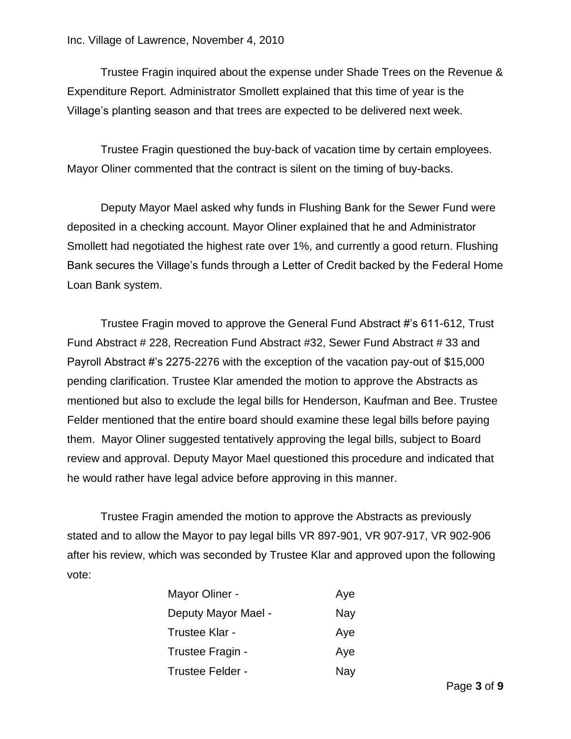Trustee Fragin inquired about the expense under Shade Trees on the Revenue & Expenditure Report. Administrator Smollett explained that this time of year is the Village's planting season and that trees are expected to be delivered next week.

Trustee Fragin questioned the buy-back of vacation time by certain employees. Mayor Oliner commented that the contract is silent on the timing of buy-backs.

Deputy Mayor Mael asked why funds in Flushing Bank for the Sewer Fund were deposited in a checking account. Mayor Oliner explained that he and Administrator Smollett had negotiated the highest rate over 1%, and currently a good return. Flushing Bank secures the Village's funds through a Letter of Credit backed by the Federal Home Loan Bank system.

Trustee Fragin moved to approve the General Fund Abstract #'s 611-612, Trust Fund Abstract # 228, Recreation Fund Abstract #32, Sewer Fund Abstract # 33 and Payroll Abstract #'s 2275-2276 with the exception of the vacation pay-out of $15,000 pending clarification. Trustee Klar amended the motion to approve the Abstracts as mentioned but also to exclude the legal bills for Henderson, Kaufman and Bee. Trustee Felder mentioned that the entire board should examine these legal bills before paying them. Mayor Oliner suggested tentatively approving the legal bills, subject to Board review and approval. Deputy Mayor Mael questioned this procedure and indicated that he would rather have legal advice before approving in this manner.

Trustee Fragin amended the motion to approve the Abstracts as previously stated and to allow the Mayor to pay legal bills VR 897-901, VR 907-917, VR 902-906 after his review, which was seconded by Trustee Klar and approved upon the following vote:

| | |
|---|---|
| Mayor Oliner - | Aye |
| Deputy Mayor Mael - | Nay |
| Trustee Klar - | Aye |
| Trustee Fragin - | Aye |
| Trustee Felder - | Nay |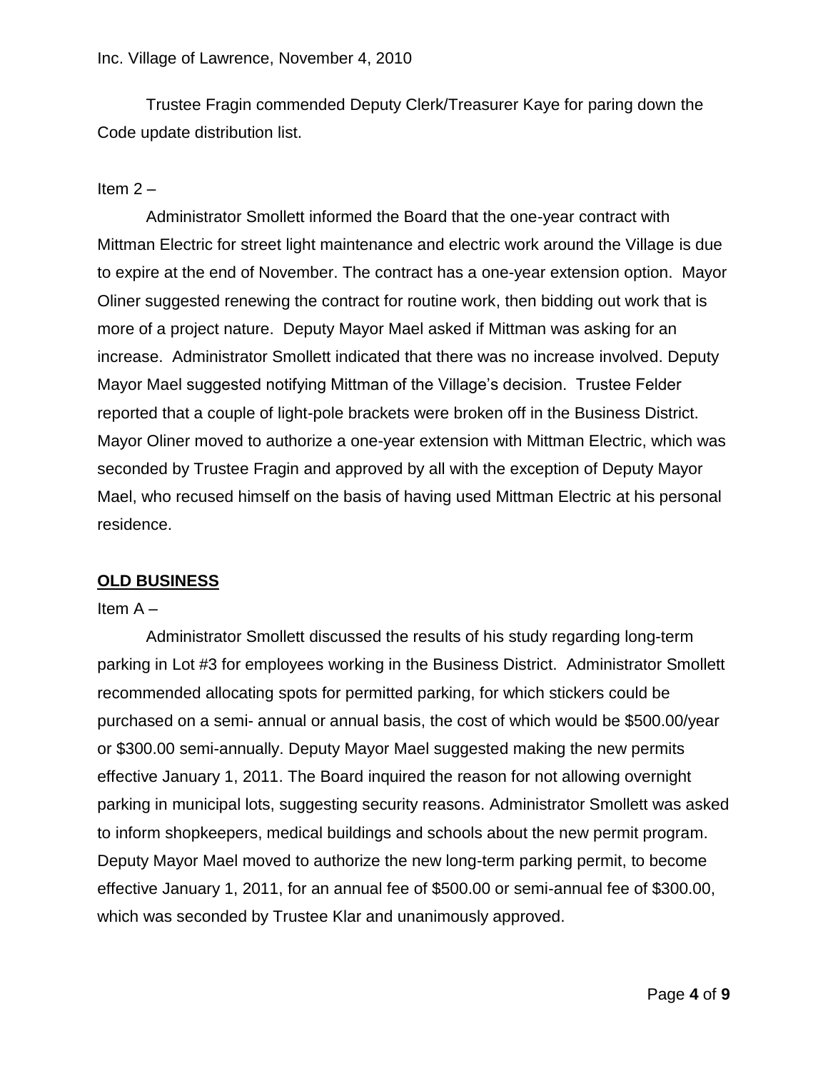Trustee Fragin commended Deputy Clerk/Treasurer Kaye for paring down the Code update distribution list.

Item 2 –

Administrator Smollett informed the Board that the one-year contract with Mittman Electric for street light maintenance and electric work around the Village is due to expire at the end of November. The contract has a one-year extension option. Mayor Oliner suggested renewing the contract for routine work, then bidding out work that is more of a project nature. Deputy Mayor Mael asked if Mittman was asking for an increase. Administrator Smollett indicated that there was no increase involved. Deputy Mayor Mael suggested notifying Mittman of the Village's decision. Trustee Felder reported that a couple of light-pole brackets were broken off in the Business District. Mayor Oliner moved to authorize a one-year extension with Mittman Electric, which was seconded by Trustee Fragin and approved by all with the exception of Deputy Mayor Mael, who recused himself on the basis of having used Mittman Electric at his personal residence.

## **OLD BUSINESS**

Item A –

Administrator Smollett discussed the results of his study regarding long-term parking in Lot #3 for employees working in the Business District. Administrator Smollett recommended allocating spots for permitted parking, for which stickers could be purchased on a semi- annual or annual basis, the cost of which would be $500.00/year or $300.00 semi-annually. Deputy Mayor Mael suggested making the new permits effective January 1, 2011. The Board inquired the reason for not allowing overnight parking in municipal lots, suggesting security reasons. Administrator Smollett was asked to inform shopkeepers, medical buildings and schools about the new permit program. Deputy Mayor Mael moved to authorize the new long-term parking permit, to become effective January 1, 2011, for an annual fee of $500.00 or semi-annual fee of $300.00, which was seconded by Trustee Klar and unanimously approved.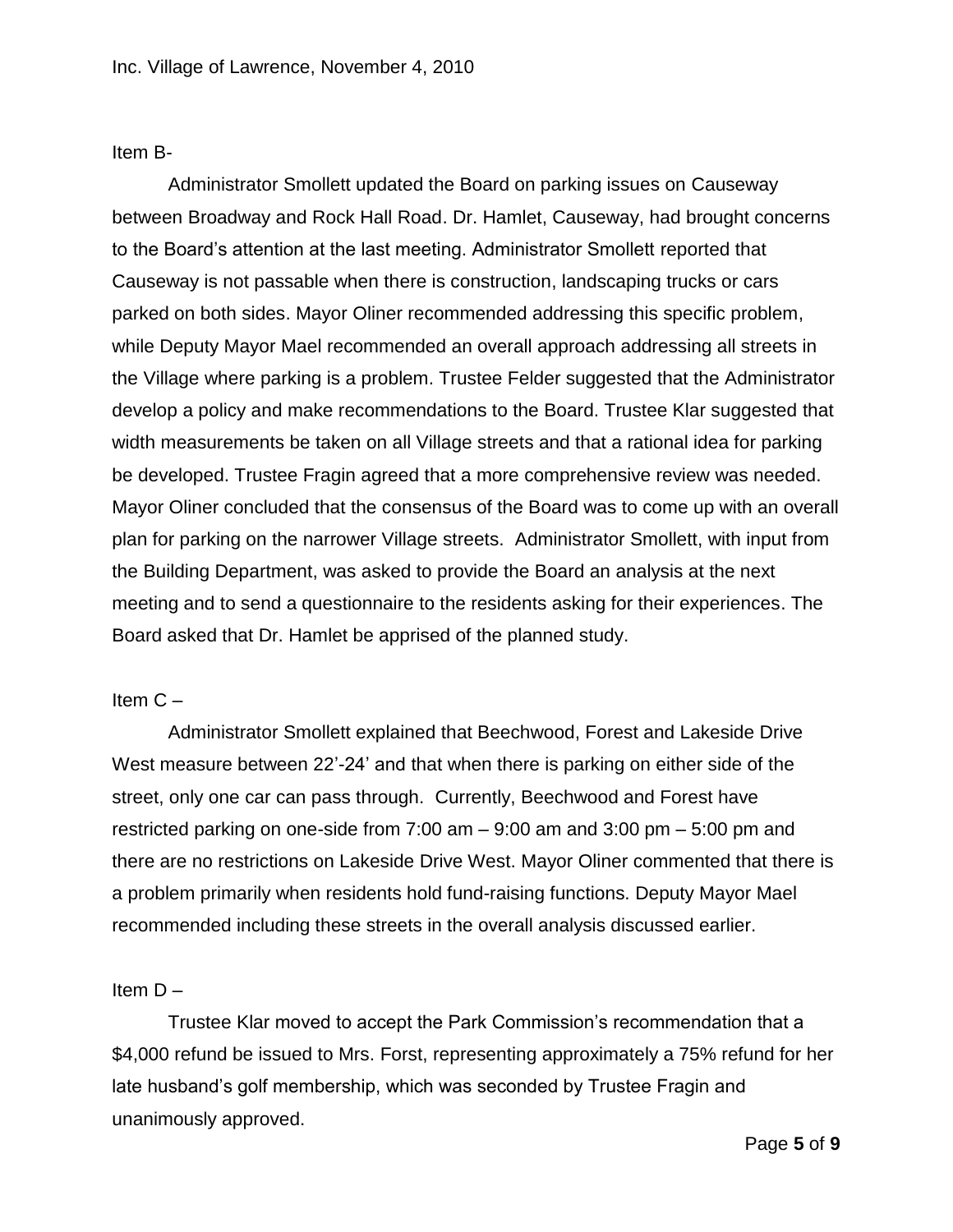Item B-

Administrator Smollett updated the Board on parking issues on Causeway between Broadway and Rock Hall Road. Dr. Hamlet, Causeway, had brought concerns to the Board's attention at the last meeting. Administrator Smollett reported that Causeway is not passable when there is construction, landscaping trucks or cars parked on both sides. Mayor Oliner recommended addressing this specific problem, while Deputy Mayor Mael recommended an overall approach addressing all streets in the Village where parking is a problem. Trustee Felder suggested that the Administrator develop a policy and make recommendations to the Board. Trustee Klar suggested that width measurements be taken on all Village streets and that a rational idea for parking be developed. Trustee Fragin agreed that a more comprehensive review was needed. Mayor Oliner concluded that the consensus of the Board was to come up with an overall plan for parking on the narrower Village streets. Administrator Smollett, with input from the Building Department, was asked to provide the Board an analysis at the next meeting and to send a questionnaire to the residents asking for their experiences. The Board asked that Dr. Hamlet be apprised of the planned study.

Item C –

Administrator Smollett explained that Beechwood, Forest and Lakeside Drive West measure between 22'-24' and that when there is parking on either side of the street, only one car can pass through. Currently, Beechwood and Forest have restricted parking on one-side from 7:00 am – 9:00 am and 3:00 pm – 5:00 pm and there are no restrictions on Lakeside Drive West. Mayor Oliner commented that there is a problem primarily when residents hold fund-raising functions. Deputy Mayor Mael recommended including these streets in the overall analysis discussed earlier.

Item D –

Trustee Klar moved to accept the Park Commission's recommendation that a $4,000 refund be issued to Mrs. Forst, representing approximately a 75% refund for her late husband's golf membership, which was seconded by Trustee Fragin and unanimously approved.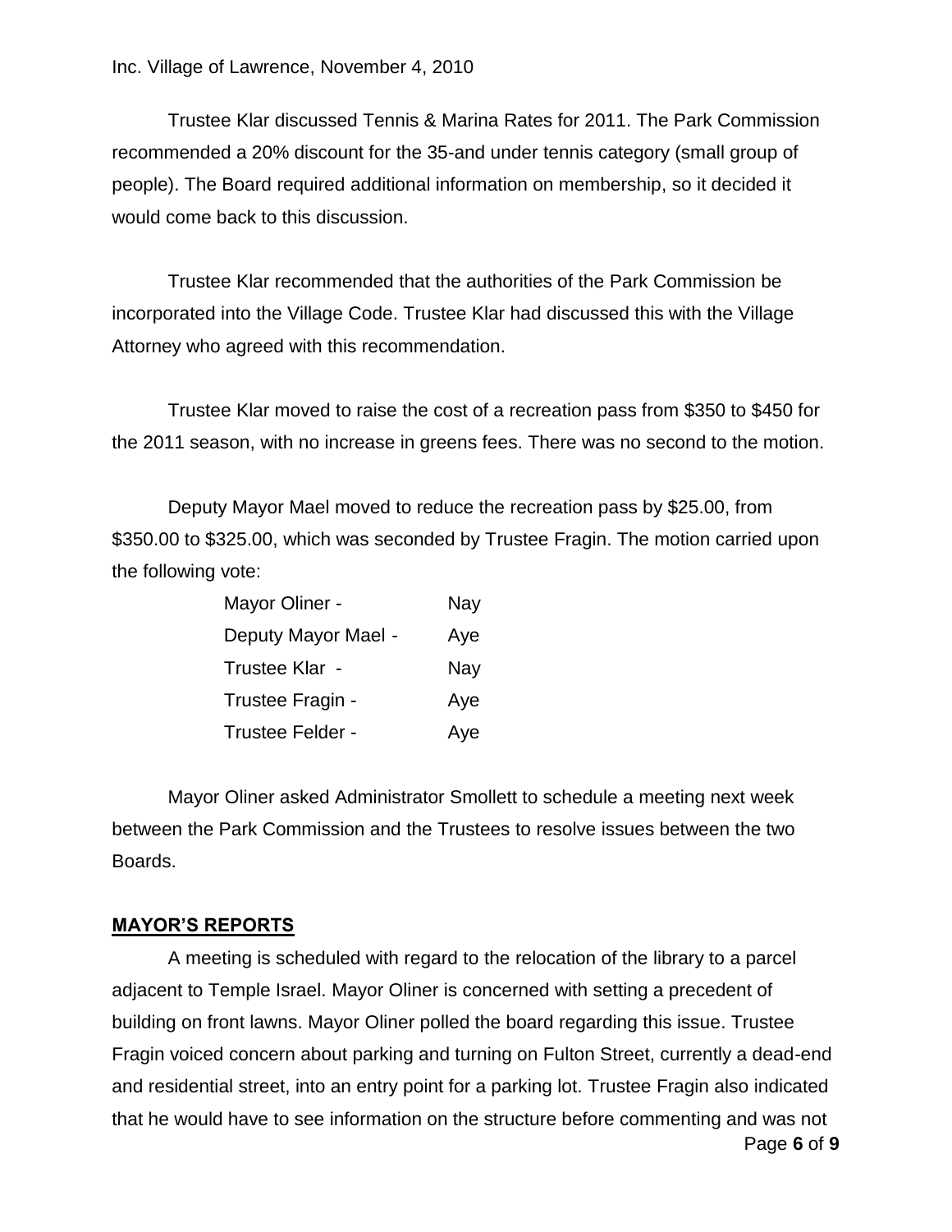Trustee Klar discussed Tennis & Marina Rates for 2011. The Park Commission recommended a 20% discount for the 35-and under tennis category (small group of people). The Board required additional information on membership, so it decided it would come back to this discussion.

Trustee Klar recommended that the authorities of the Park Commission be incorporated into the Village Code. Trustee Klar had discussed this with the Village Attorney who agreed with this recommendation.

Trustee Klar moved to raise the cost of a recreation pass from $350 to $450 for the 2011 season, with no increase in greens fees. There was no second to the motion.

Deputy Mayor Mael moved to reduce the recreation pass by $25.00, from $350.00 to $325.00, which was seconded by Trustee Fragin. The motion carried upon the following vote:

| | |
|---|---|
| Mayor Oliner - | Nay |
| Deputy Mayor Mael - | Aye |
| Trustee Klar - | Nay |
| Trustee Fragin - | Aye |
| Trustee Felder - | Aye |

Mayor Oliner asked Administrator Smollett to schedule a meeting next week between the Park Commission and the Trustees to resolve issues between the two Boards.

## MAYOR'S REPORTS

A meeting is scheduled with regard to the relocation of the library to a parcel adjacent to Temple Israel. Mayor Oliner is concerned with setting a precedent of building on front lawns. Mayor Oliner polled the board regarding this issue. Trustee Fragin voiced concern about parking and turning on Fulton Street, currently a dead-end and residential street, into an entry point for a parking lot. Trustee Fragin also indicated that he would have to see information on the structure before commenting and was not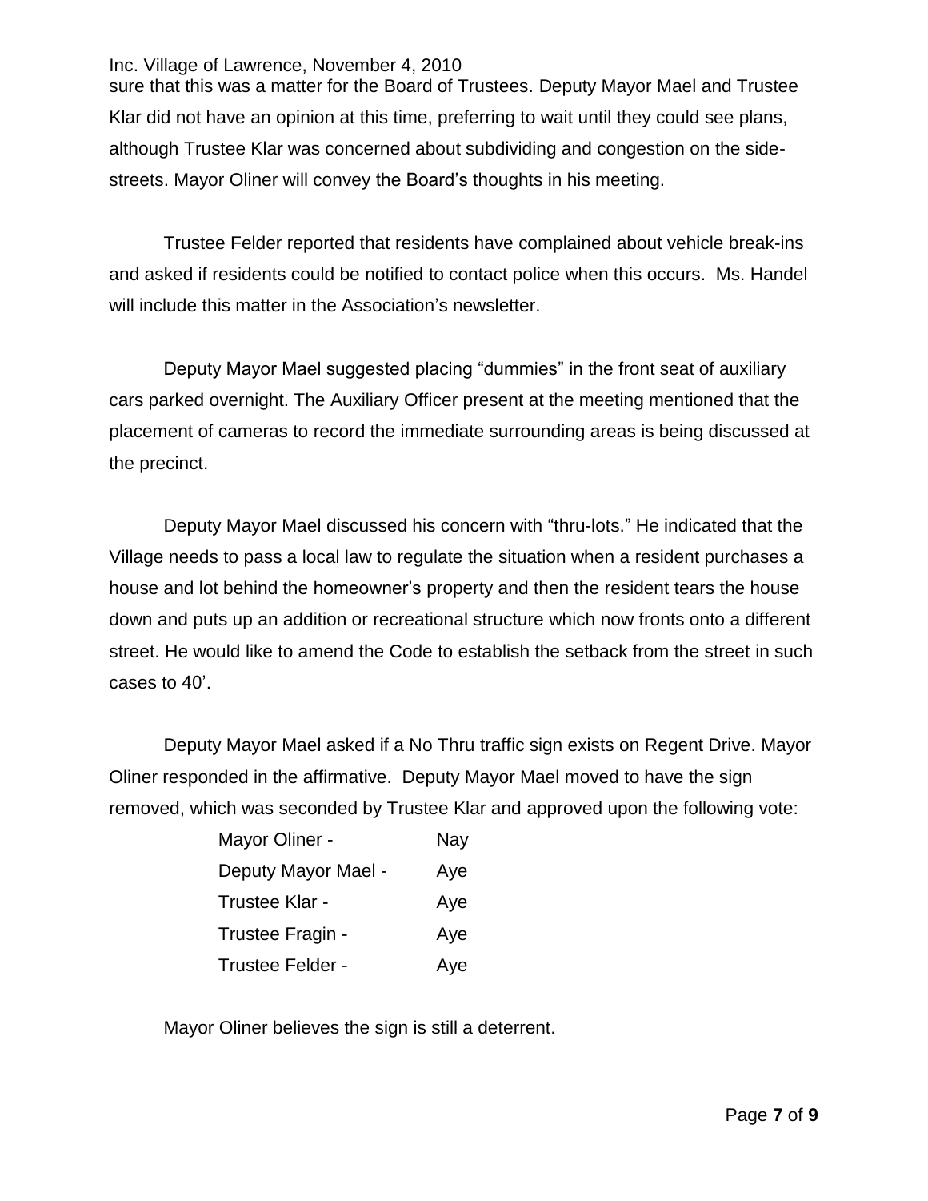sure that this was a matter for the Board of Trustees. Deputy Mayor Mael and Trustee Klar did not have an opinion at this time, preferring to wait until they could see plans, although Trustee Klar was concerned about subdividing and congestion on the side-streets. Mayor Oliner will convey the Board's thoughts in his meeting.

Trustee Felder reported that residents have complained about vehicle break-ins and asked if residents could be notified to contact police when this occurs. Ms. Handel will include this matter in the Association's newsletter.

Deputy Mayor Mael suggested placing "dummies" in the front seat of auxiliary cars parked overnight. The Auxiliary Officer present at the meeting mentioned that the placement of cameras to record the immediate surrounding areas is being discussed at the precinct.

Deputy Mayor Mael discussed his concern with "thru-lots." He indicated that the Village needs to pass a local law to regulate the situation when a resident purchases a house and lot behind the homeowner's property and then the resident tears the house down and puts up an addition or recreational structure which now fronts onto a different street. He would like to amend the Code to establish the setback from the street in such cases to 40'.

Deputy Mayor Mael asked if a No Thru traffic sign exists on Regent Drive. Mayor Oliner responded in the affirmative. Deputy Mayor Mael moved to have the sign removed, which was seconded by Trustee Klar and approved upon the following vote:

| | |
|---|---|
| Mayor Oliner - | Nay |
| Deputy Mayor Mael - | Aye |
| Trustee Klar - | Aye |
| Trustee Fragin - | Aye |
| Trustee Felder - | Aye |

Mayor Oliner believes the sign is still a deterrent.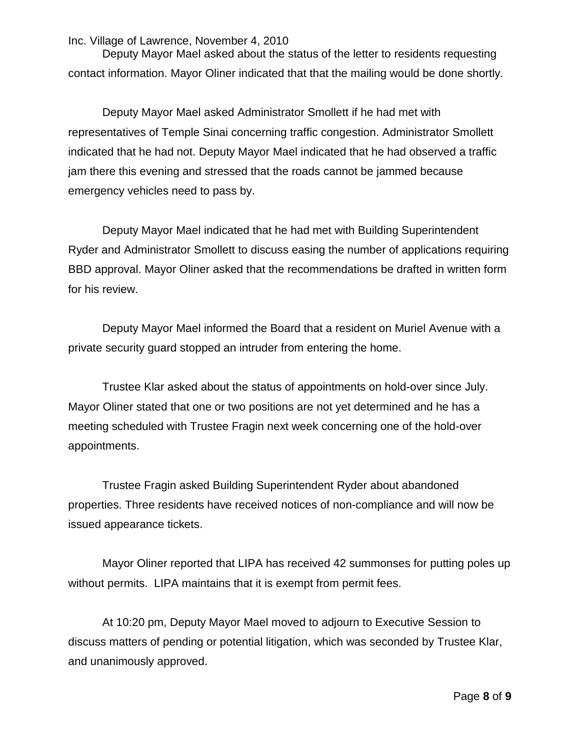Deputy Mayor Mael asked about the status of the letter to residents requesting contact information. Mayor Oliner indicated that that the mailing would be done shortly.

Deputy Mayor Mael asked Administrator Smollett if he had met with representatives of Temple Sinai concerning traffic congestion. Administrator Smollett indicated that he had not. Deputy Mayor Mael indicated that he had observed a traffic jam there this evening and stressed that the roads cannot be jammed because emergency vehicles need to pass by.

Deputy Mayor Mael indicated that he had met with Building Superintendent Ryder and Administrator Smollett to discuss easing the number of applications requiring BBD approval. Mayor Oliner asked that the recommendations be drafted in written form for his review.

Deputy Mayor Mael informed the Board that a resident on Muriel Avenue with a private security guard stopped an intruder from entering the home.

Trustee Klar asked about the status of appointments on hold-over since July. Mayor Oliner stated that one or two positions are not yet determined and he has a meeting scheduled with Trustee Fragin next week concerning one of the hold-over appointments.

Trustee Fragin asked Building Superintendent Ryder about abandoned properties. Three residents have received notices of non-compliance and will now be issued appearance tickets.

Mayor Oliner reported that LIPA has received 42 summonses for putting poles up without permits. LIPA maintains that it is exempt from permit fees.

At 10:20 pm, Deputy Mayor Mael moved to adjourn to Executive Session to discuss matters of pending or potential litigation, which was seconded by Trustee Klar, and unanimously approved.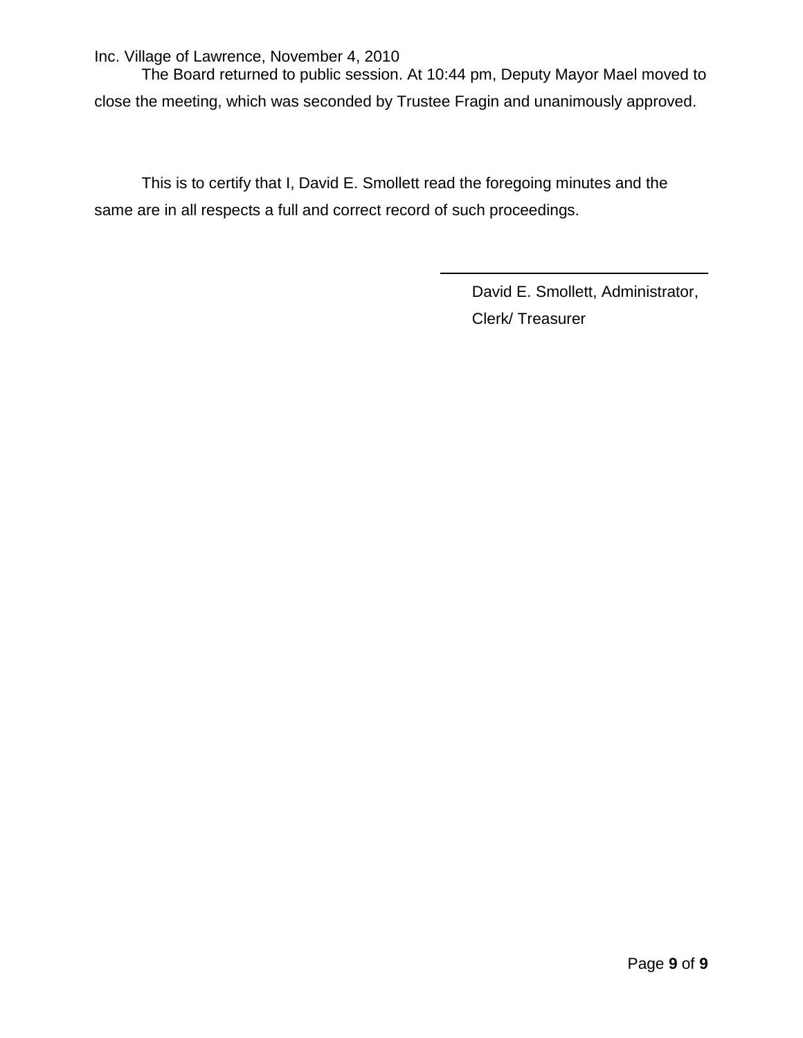The Board returned to public session. At 10:44 pm, Deputy Mayor Mael moved to close the meeting, which was seconded by Trustee Fragin and unanimously approved.

This is to certify that I, David E. Smollett read the foregoing minutes and the same are in all respects a full and correct record of such proceedings.

\_\_\_\_\_\_\_\_\_\_\_\_\_\_\_\_\_\_\_\_\_\_\_\_\_\_\_\_\_\_\_\_

David E. Smollett, Administrator,
Clerk/ Treasurer